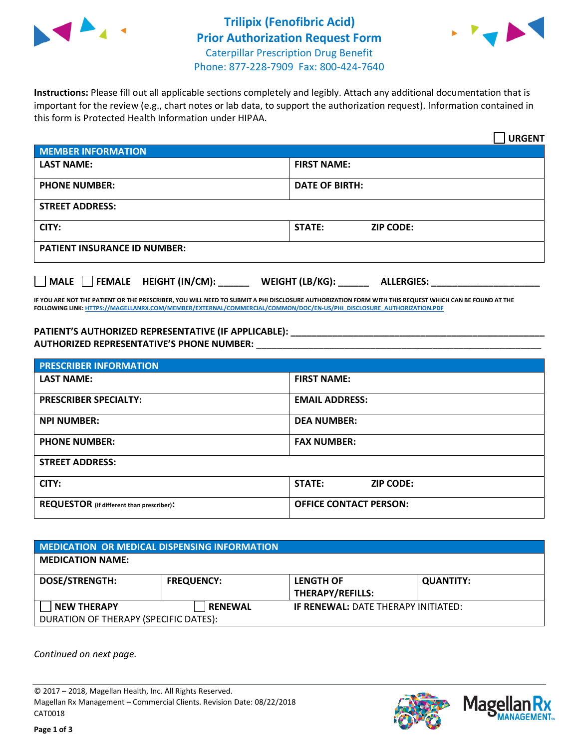# Trilipix (Fenofibric Acid)
## Prior Authorization Request Form

Caterpillar Prescription Drug Benefit
Phone: 877-228-7909 Fax: 800-424-7640

**Instructions:** Please fill out all applicable sections completely and legibly. Attach any additional documentation that is important for the review (e.g., chart notes or lab data, to support the authorization request). Information contained in this form is Protected Health Information under HIPAA.

☐ **URGENT**

| **MEMBER INFORMATION** | |
|---|---|
| **LAST NAME:** | **FIRST NAME:** |
| **PHONE NUMBER:** | **DATE OF BIRTH:** |
| **STREET ADDRESS:** | |
| **CITY:** | **STATE:** **ZIP CODE:** |
| **PATIENT INSURANCE ID NUMBER:** | |

☐ **MALE** ☐ **FEMALE** **HEIGHT (IN/CM):** ______ **WEIGHT (LB/KG):** ______ **ALLERGIES:** ____________________

**IF YOU ARE NOT THE PATIENT OR THE PRESCRIBER, YOU WILL NEED TO SUBMIT A PHI DISCLOSURE AUTHORIZATION FORM WITH THIS REQUEST WHICH CAN BE FOUND AT THE FOLLOWING LINK:** HTTPS://MAGELLANRX.COM/MEMBER/EXTERNAL/COMMERCIAL/COMMON/DOC/EN-US/PHI_DISCLOSURE_AUTHORIZATION.PDF

**PATIENT'S AUTHORIZED REPRESENTATIVE (IF APPLICABLE):** ____________________________________________
**AUTHORIZED REPRESENTATIVE'S PHONE NUMBER:** ____________________________________________

| **PRESCRIBER INFORMATION** | |
|---|---|
| **LAST NAME:** | **FIRST NAME:** |
| **PRESCRIBER SPECIALTY:** | **EMAIL ADDRESS:** |
| **NPI NUMBER:** | **DEA NUMBER:** |
| **PHONE NUMBER:** | **FAX NUMBER:** |
| **STREET ADDRESS:** | |
| **CITY:** | **STATE:** **ZIP CODE:** |
| **REQUESTOR** (if different than prescriber)**:** | **OFFICE CONTACT PERSON:** |

| **MEDICATION OR MEDICAL DISPENSING INFORMATION** | | | |
|---|---|---|---|
| **MEDICATION NAME:** | | | |
| **DOSE/STRENGTH:** | **FREQUENCY:** | **LENGTH OF THERAPY/REFILLS:** | **QUANTITY:** |
| ☐ **NEW THERAPY** | ☐ **RENEWAL** | **IF RENEWAL:** DATE THERAPY INITIATED: | |
| DURATION OF THERAPY (SPECIFIC DATES): | | | |

*Continued on next page.*

© 2017 – 2018, Magellan Health, Inc. All Rights Reserved.
Magellan Rx Management – Commercial Clients. Revision Date: 08/22/2018
CAT0018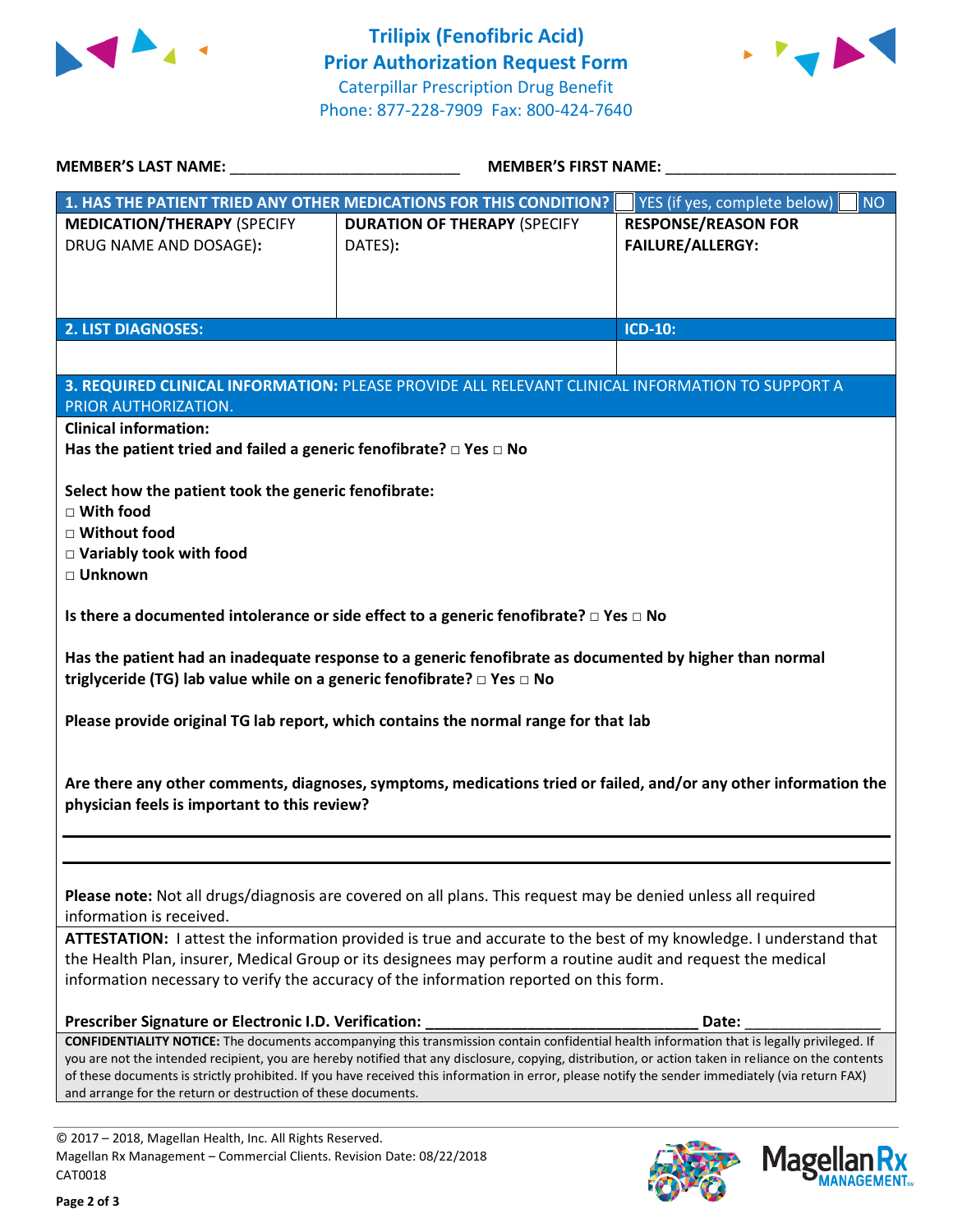# Trilipix (Fenofibric Acid)
# Prior Authorization Request Form

Caterpillar Prescription Drug Benefit
Phone: 877-228-7909 Fax: 800-424-7640

**MEMBER'S LAST NAME:** ___________________________ **MEMBER'S FIRST NAME:** ___________________________

| **1. HAS THE PATIENT TRIED ANY OTHER MEDICATIONS FOR THIS CONDITION?** | | ☐ YES (if yes, complete below) ☐ NO |
|---|---|---|
| **MEDICATION/THERAPY** (SPECIFY DRUG NAME AND DOSAGE): | **DURATION OF THERAPY** (SPECIFY DATES): | **RESPONSE/REASON FOR FAILURE/ALLERGY:** |
| | | |

| **2. LIST DIAGNOSES:** | **ICD-10:** |
|---|---|
| | |

**3. REQUIRED CLINICAL INFORMATION:** PLEASE PROVIDE ALL RELEVANT CLINICAL INFORMATION TO SUPPORT A PRIOR AUTHORIZATION.

**Clinical information:**

**Has the patient tried and failed a generic fenofibrate?** ☐ **Yes** ☐ **No**

**Select how the patient took the generic fenofibrate:**

☐ **With food**
☐ **Without food**
☐ **Variably took with food**
☐ **Unknown**

**Is there a documented intolerance or side effect to a generic fenofibrate?** ☐ **Yes** ☐ **No**

**Has the patient had an inadequate response to a generic fenofibrate as documented by higher than normal triglyceride (TG) lab value while on a generic fenofibrate?** ☐ **Yes** ☐ **No**

**Please provide original TG lab report, which contains the normal range for that lab**

**Are there any other comments, diagnoses, symptoms, medications tried or failed, and/or any other information the physician feels is important to this review?**

___________________________________________________________________________

___________________________________________________________________________

**Please note:** Not all drugs/diagnosis are covered on all plans. This request may be denied unless all required information is received.

**ATTESTATION:** I attest the information provided is true and accurate to the best of my knowledge. I understand that the Health Plan, insurer, Medical Group or its designees may perform a routine audit and request the medical information necessary to verify the accuracy of the information reported on this form.

**Prescriber Signature or Electronic I.D. Verification:** _________________________________ **Date:** ________________

**CONFIDENTIALITY NOTICE:** The documents accompanying this transmission contain confidential health information that is legally privileged. If you are not the intended recipient, you are hereby notified that any disclosure, copying, distribution, or action taken in reliance on the contents of these documents is strictly prohibited. If you have received this information in error, please notify the sender immediately (via return FAX) and arrange for the return or destruction of these documents.

© 2017 – 2018, Magellan Health, Inc. All Rights Reserved.
Magellan Rx Management – Commercial Clients. Revision Date: 08/22/2018
CAT0018